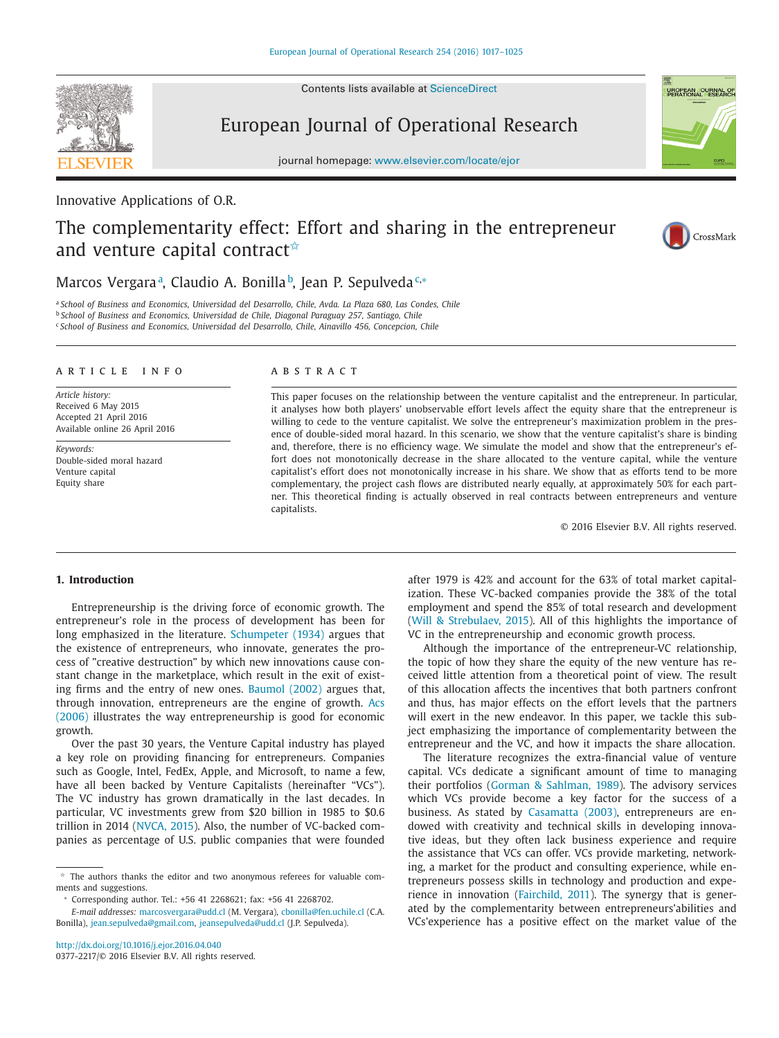Innovative Applications of O.R.

# The complementarity effect: Effort and sharing in the entrepreneur and venture capital contract☆

Marcos Vergara[a], Claudio A. Bonilla[b], Jean P. Sepulveda[c,*]

[a] School of Business and Economics, Universidad del Desarrollo, Chile, Avda. La Plaza 680, Las Condes, Chile
[b] School of Business and Economics, Universidad de Chile, Diagonal Paraguay 257, Santiago, Chile
[c] School of Business and Economics, Universidad del Desarrollo, Chile, Ainavillo 456, Concepcion, Chile

## ARTICLE INFO

*Article history:*
Received 6 May 2015
Accepted 21 April 2016
Available online 26 April 2016

*Keywords:*
Double-sided moral hazard
Venture capital
Equity share

## ABSTRACT

This paper focuses on the relationship between the venture capitalist and the entrepreneur. In particular, it analyses how both players' unobservable effort levels affect the equity share that the entrepreneur is willing to cede to the venture capitalist. We solve the entrepreneur's maximization problem in the presence of double-sided moral hazard. In this scenario, we show that the venture capitalist's share is binding and, therefore, there is no efficiency wage. We simulate the model and show that the entrepreneur's effort does not monotonically decrease in the share allocated to the venture capital, while the venture capitalist's effort does not monotonically increase in his share. We show that as efforts tend to be more complementary, the project cash flows are distributed nearly equally, at approximately 50% for each partner. This theoretical finding is actually observed in real contracts between entrepreneurs and venture capitalists.

© 2016 Elsevier B.V. All rights reserved.

## 1. Introduction

Entrepreneurship is the driving force of economic growth. The entrepreneur's role in the process of development has been for long emphasized in the literature. Schumpeter (1934) argues that the existence of entrepreneurs, who innovate, generates the process of "creative destruction" by which new innovations cause constant change in the marketplace, which result in the exit of existing firms and the entry of new ones. Baumol (2002) argues that, through innovation, entrepreneurs are the engine of growth. Acs (2006) illustrates the way entrepreneurship is good for economic growth.

Over the past 30 years, the Venture Capital industry has played a key role on providing financing for entrepreneurs. Companies such as Google, Intel, FedEx, Apple, and Microsoft, to name a few, have all been backed by Venture Capitalists (hereinafter "VCs"). The VC industry has grown dramatically in the last decades. In particular, VC investments grew from $20 billion in 1985 to $0.6 trillion in 2014 (NVCA, 2015). Also, the number of VC-backed companies as percentage of U.S. public companies that were founded after 1979 is 42% and account for the 63% of total market capitalization. These VC-backed companies provide the 38% of the total employment and spend the 85% of total research and development (Will & Strebulaev, 2015). All of this highlights the importance of VC in the entrepreneurship and economic growth process.

Although the importance of the entrepreneur-VC relationship, the topic of how they share the equity of the new venture has received little attention from a theoretical point of view. The result of this allocation affects the incentives that both partners confront and thus, has major effects on the effort levels that the partners will exert in the new endeavor. In this paper, we tackle this subject emphasizing the importance of complementarity between the entrepreneur and the VC, and how it impacts the share allocation.

The literature recognizes the extra-financial value of venture capital. VCs dedicate a significant amount of time to managing their portfolios (Gorman & Sahlman, 1989). The advisory services which VCs provide become a key factor for the success of a business. As stated by Casamatta (2003), entrepreneurs are endowed with creativity and technical skills in developing innovative ideas, but they often lack business experience and require the assistance that VCs can offer. VCs provide marketing, networking, a market for the product and consulting experience, while entrepreneurs possess skills in technology and production and experience in innovation (Fairchild, 2011). The synergy that is generated by the complementarity between entrepreneurs'abilities and VCs'experience has a positive effect on the market value of the

☆ The authors thanks the editor and two anonymous referees for valuable comments and suggestions.

* Corresponding author. Tel.: +56 41 2268621; fax: +56 41 2268702.
*E-mail addresses:* marcosvergara@udd.cl (M. Vergara), cbonilla@fen.uchile.cl (C.A. Bonilla), jean.sepulveda@gmail.com, jeansepulveda@udd.cl (J.P. Sepulveda).

http://dx.doi.org/10.1016/j.ejor.2016.04.040
0377-2217/© 2016 Elsevier B.V. All rights reserved.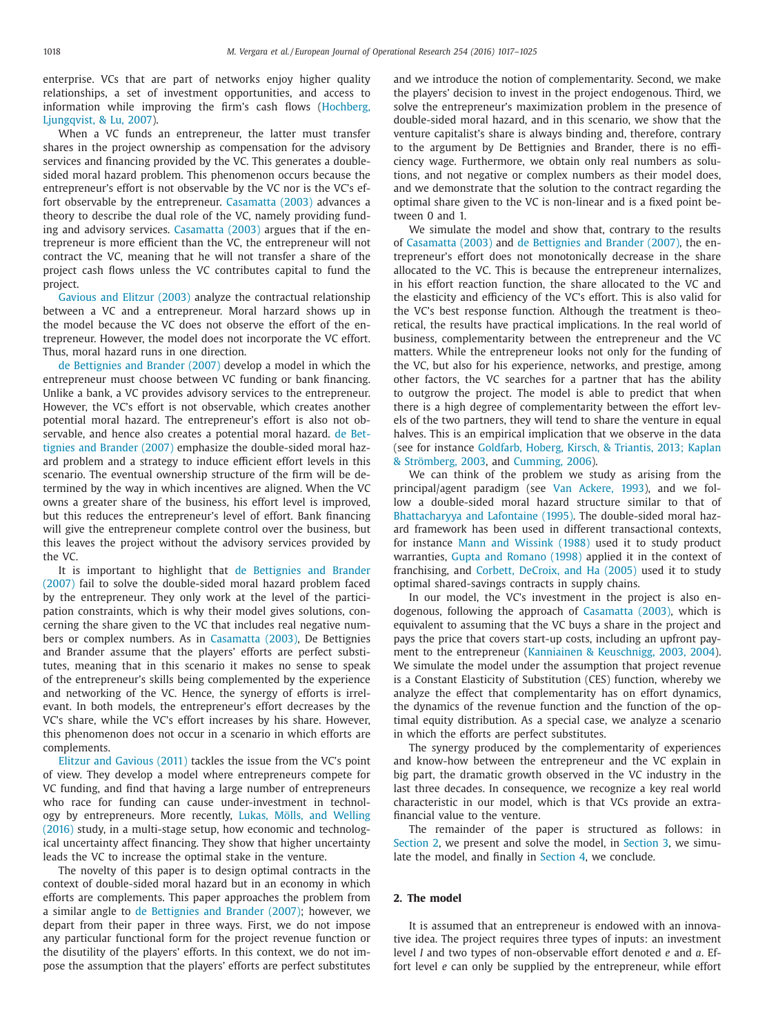enterprise. VCs that are part of networks enjoy higher quality relationships, a set of investment opportunities, and access to information while improving the firm's cash flows (Hochberg, Ljungqvist, & Lu, 2007).

When a VC funds an entrepreneur, the latter must transfer shares in the project ownership as compensation for the advisory services and financing provided by the VC. This generates a double-sided moral hazard problem. This phenomenon occurs because the entrepreneur's effort is not observable by the VC nor is the VC's effort observable by the entrepreneur. Casamatta (2003) advances a theory to describe the dual role of the VC, namely providing funding and advisory services. Casamatta (2003) argues that if the entrepreneur is more efficient than the VC, the entrepreneur will not contract the VC, meaning that he will not transfer a share of the project cash flows unless the VC contributes capital to fund the project.

Gavious and Elitzur (2003) analyze the contractual relationship between a VC and a entrepreneur. Moral hazard shows up in the model because the VC does not observe the effort of the entrepreneur. However, the model does not incorporate the VC effort. Thus, moral hazard runs in one direction.

de Bettignies and Brander (2007) develop a model in which the entrepreneur must choose between VC funding or bank financing. Unlike a bank, a VC provides advisory services to the entrepreneur. However, the VC's effort is not observable, which creates another potential moral hazard. The entrepreneur's effort is also not observable, and hence also creates a potential moral hazard. de Bettignies and Brander (2007) emphasize the double-sided moral hazard problem and a strategy to induce efficient effort levels in this scenario. The eventual ownership structure of the firm will be determined by the way in which incentives are aligned. When the VC owns a greater share of the business, his effort level is improved, but this reduces the entrepreneur's level of effort. Bank financing will give the entrepreneur complete control over the business, but this leaves the project without the advisory services provided by the VC.

It is important to highlight that de Bettignies and Brander (2007) fail to solve the double-sided moral hazard problem faced by the entrepreneur. They only work at the level of the participation constraints, which is why their model gives solutions, concerning the share given to the VC that includes real negative numbers or complex numbers. As in Casamatta (2003), De Bettignies and Brander assume that the players' efforts are perfect substitutes, meaning that in this scenario it makes no sense to speak of the entrepreneur's skills being complemented by the experience and networking of the VC. Hence, the synergy of efforts is irrelevant. In both models, the entrepreneur's effort decreases by the VC's share, while the VC's effort increases by his share. However, this phenomenon does not occur in a scenario in which efforts are complements.

Elitzur and Gavious (2011) tackles the issue from the VC's point of view. They develop a model where entrepreneurs compete for VC funding, and find that having a large number of entrepreneurs who race for funding can cause under-investment in technology by entrepreneurs. More recently, Lukas, Mölls, and Welling (2016) study, in a multi-stage setup, how economic and technological uncertainty affect financing. They show that higher uncertainty leads the VC to increase the optimal stake in the venture.

The novelty of this paper is to design optimal contracts in the context of double-sided moral hazard but in an economy in which efforts are complements. This paper approaches the problem from a similar angle to de Bettignies and Brander (2007); however, we depart from their paper in three ways. First, we do not impose any particular functional form for the project revenue function or the disutility of the players' efforts. In this context, we do not impose the assumption that the players' efforts are perfect substitutes and we introduce the notion of complementarity. Second, we make the players' decision to invest in the project endogenous. Third, we solve the entrepreneur's maximization problem in the presence of double-sided moral hazard, and in this scenario, we show that the venture capitalist's share is always binding and, therefore, contrary to the argument by De Bettignies and Brander, there is no efficiency wage. Furthermore, we obtain only real numbers as solutions, and not negative or complex numbers as their model does, and we demonstrate that the solution to the contract regarding the optimal share given to the VC is non-linear and is a fixed point between 0 and 1.

We simulate the model and show that, contrary to the results of Casamatta (2003) and de Bettignies and Brander (2007), the entrepreneur's effort does not monotonically decrease in the share allocated to the VC. This is because the entrepreneur internalizes, in his effort reaction function, the share allocated to the VC and the elasticity and efficiency of the VC's effort. This is also valid for the VC's best response function. Although the treatment is theoretical, the results have practical implications. In the real world of business, complementarity between the entrepreneur and the VC matters. While the entrepreneur looks not only for the funding of the VC, but also for his experience, networks, and prestige, among other factors, the VC searches for a partner that has the ability to outgrow the project. The model is able to predict that when there is a high degree of complementarity between the effort levels of the two partners, they will tend to share the venture in equal halves. This is an empirical implication that we observe in the data (see for instance Goldfarb, Hoberg, Kirsch, & Triantis, 2013; Kaplan & Strömberg, 2003, and Cumming, 2006).

We can think of the problem we study as arising from the principal/agent paradigm (see Van Ackere, 1993), and we follow a double-sided moral hazard structure similar to that of Bhattacharyya and Lafontaine (1995). The double-sided moral hazard framework has been used in different transactional contexts, for instance Mann and Wissink (1988) used it to study product warranties, Gupta and Romano (1998) applied it in the context of franchising, and Corbett, DeCroix, and Ha (2005) used it to study optimal shared-savings contracts in supply chains.

In our model, the VC's investment in the project is also endogenous, following the approach of Casamatta (2003), which is equivalent to assuming that the VC buys a share in the project and pays the price that covers start-up costs, including an upfront payment to the entrepreneur (Kanniainen & Keuschnigg, 2003, 2004). We simulate the model under the assumption that project revenue is a Constant Elasticity of Substitution (CES) function, whereby we analyze the effect that complementarity has on effort dynamics, the dynamics of the revenue function and the function of the optimal equity distribution. As a special case, we analyze a scenario in which the efforts are perfect substitutes.

The synergy produced by the complementarity of experiences and know-how between the entrepreneur and the VC explain in big part, the dramatic growth observed in the VC industry in the last three decades. In consequence, we recognize a key real world characteristic in our model, which is that VCs provide an extra-financial value to the venture.

The remainder of the paper is structured as follows: in Section 2, we present and solve the model, in Section 3, we simulate the model, and finally in Section 4, we conclude.

## 2. The model

It is assumed that an entrepreneur is endowed with an innovative idea. The project requires three types of inputs: an investment level $I$ and two types of non-observable effort denoted $e$ and $a$. Effort level $e$ can only be supplied by the entrepreneur, while effort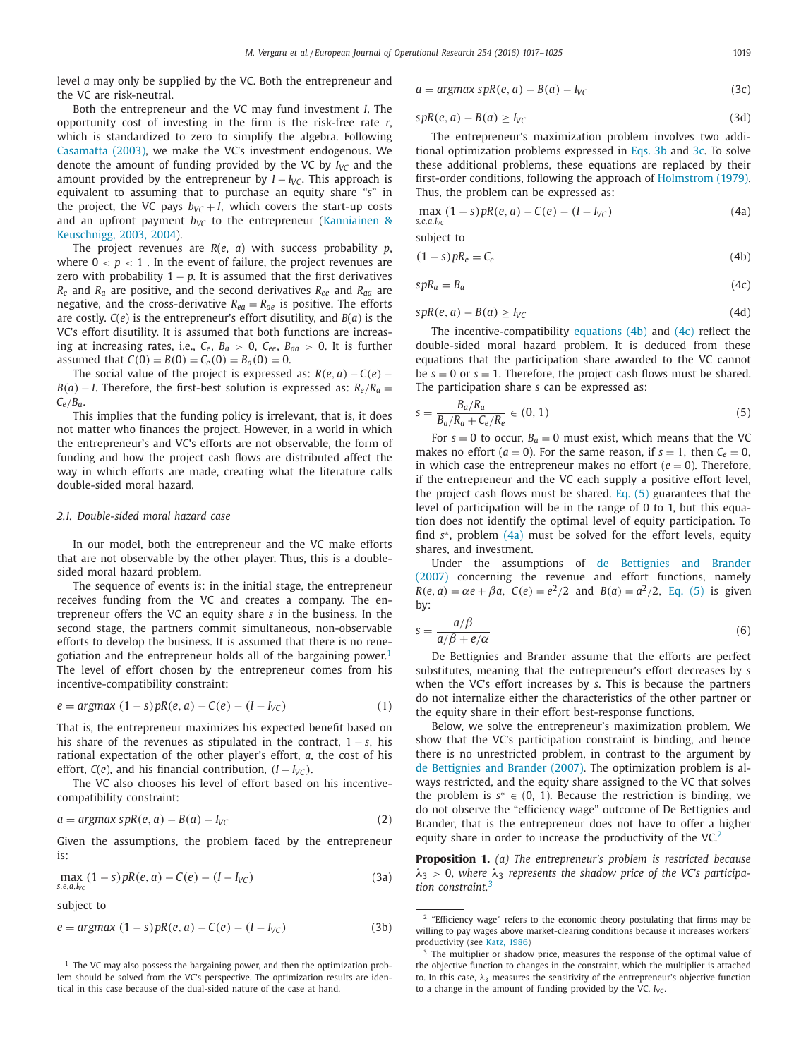level $a$ may only be supplied by the VC. Both the entrepreneur and the VC are risk-neutral.

Both the entrepreneur and the VC may fund investment $I$. The opportunity cost of investing in the firm is the risk-free rate $r$, which is standardized to zero to simplify the algebra. Following Casamatta (2003), we make the VC's investment endogenous. We denote the amount of funding provided by the VC by $I_{VC}$ and the amount provided by the entrepreneur by $I - I_{VC}$. This approach is equivalent to assuming that to purchase an equity share "$s$" in the project, the VC pays $b_{VC} + I$, which covers the start-up costs and an upfront payment $b_{VC}$ to the entrepreneur (Kanniainen & Keuschnigg, 2003, 2004).

The project revenues are $R(e, a)$ with success probability $p$, where $0 < p < 1$ . In the event of failure, the project revenues are zero with probability $1 - p$. It is assumed that the first derivatives $R_e$ and $R_a$ are positive, and the second derivatives $R_{ee}$ and $R_{aa}$ are negative, and the cross-derivative $R_{ea} = R_{ae}$ is positive. The efforts are costly. $C(e)$ is the entrepreneur's effort disutility, and $B(a)$ is the VC's effort disutility. It is assumed that both functions are increasing at increasing rates, i.e., $C_e$, $B_a > 0$, $C_{ee}$, $B_{aa} > 0$. It is further assumed that $C(0) = B(0) = C_e(0) = B_a(0) = 0$.

The social value of the project is expressed as: $R(e, a) - C(e) - B(a) - I$. Therefore, the first-best solution is expressed as: $R_e/R_a = C_e/B_a$.

This implies that the funding policy is irrelevant, that is, it does not matter who finances the project. However, in a world in which the entrepreneur's and VC's efforts are not observable, the form of funding and how the project cash flows are distributed affect the way in which efforts are made, creating what the literature calls double-sided moral hazard.

### 2.1. Double-sided moral hazard case

In our model, both the entrepreneur and the VC make efforts that are not observable by the other player. Thus, this is a double-sided moral hazard problem.

The sequence of events is: in the initial stage, the entrepreneur receives funding from the VC and creates a company. The entrepreneur offers the VC an equity share $s$ in the business. In the second stage, the partners commit simultaneous, non-observable efforts to develop the business. It is assumed that there is no renegotiation and the entrepreneur holds all of the bargaining power.[1] The level of effort chosen by the entrepreneur comes from his incentive-compatibility constraint:

$$e = argmax\ (1 - s)pR(e, a) - C(e) - (I - I_{VC}) \tag{1}$$

That is, the entrepreneur maximizes his expected benefit based on his share of the revenues as stipulated in the contract, $1 - s$, his rational expectation of the other player's effort, $a$, the cost of his effort, $C(e)$, and his financial contribution, $(I - I_{VC})$.

The VC also chooses his level of effort based on his incentive-compatibility constraint:

$$a = argmax\ spR(e, a) - B(a) - I_{VC} \tag{2}$$

Given the assumptions, the problem faced by the entrepreneur is:

$$\max_{s,e,a,I_{VC}} (1 - s)pR(e, a) - C(e) - (I - I_{VC}) \tag{3a}$$

subject to

$$e = argmax\ (1 - s)pR(e, a) - C(e) - (I - I_{VC}) \tag{3b}$$

$$a = argmax\ spR(e, a) - B(a) - I_{VC} \tag{3c}$$

$$spR(e, a) - B(a) \geq I_{VC} \tag{3d}$$

The entrepreneur's maximization problem involves two additional optimization problems expressed in Eqs. 3b and 3c. To solve these additional problems, these equations are replaced by their first-order conditions, following the approach of Holmstrom (1979). Thus, the problem can be expressed as:

$$\max_{s,e,a,I_{VC}} (1 - s)pR(e, a) - C(e) - (I - I_{VC}) \tag{4a}$$

subject to

$$(1 - s)pR_e = C_e \tag{4b}$$

$$spR_a = B_a \tag{4c}$$

$$spR(e, a) - B(a) \geq I_{VC} \tag{4d}$$

The incentive-compatibility equations (4b) and (4c) reflect the double-sided moral hazard problem. It is deduced from these equations that the participation share awarded to the VC cannot be $s = 0$ or $s = 1$. Therefore, the project cash flows must be shared. The participation share $s$ can be expressed as:

$$s = \frac{B_a/R_a}{B_a/R_a + C_e/R_e} \in (0, 1) \tag{5}$$

For $s = 0$ to occur, $B_a = 0$ must exist, which means that the VC makes no effort ($a = 0$). For the same reason, if $s = 1$, then $C_e = 0$, in which case the entrepreneur makes no effort ($e = 0$). Therefore, if the entrepreneur and the VC each supply a positive effort level, the project cash flows must be shared. Eq. (5) guarantees that the level of participation will be in the range of 0 to 1, but this equation does not identify the optimal level of equity participation. To find $s^*$, problem (4a) must be solved for the effort levels, equity shares, and investment.

Under the assumptions of de Bettignies and Brander (2007) concerning the revenue and effort functions, namely $R(e, a) = \alpha e + \beta a$, $C(e) = e^2/2$ and $B(a) = a^2/2$, Eq. (5) is given by:

$$s = \frac{a/\beta}{a/\beta + e/\alpha} \tag{6}$$

De Bettignies and Brander assume that the efforts are perfect substitutes, meaning that the entrepreneur's effort decreases by $s$ when the VC's effort increases by $s$. This is because the partners do not internalize either the characteristics of the other partner or the equity share in their effort best-response functions.

Below, we solve the entrepreneur's maximization problem. We show that the VC's participation constraint is binding, and hence there is no unrestricted problem, in contrast to the argument by de Bettignies and Brander (2007). The optimization problem is always restricted, and the equity share assigned to the VC that solves the problem is $s^* \in (0, 1)$. Because the restriction is binding, we do not observe the "efficiency wage" outcome of De Bettignies and Brander, that is the entrepreneur does not have to offer a higher equity share in order to increase the productivity of the VC.[2]

**Proposition 1.** *(a) The entrepreneur's problem is restricted because $\lambda_3 > 0$, where $\lambda_3$ represents the shadow price of the VC's participation constraint.*[3]

---

[1] The VC may also possess the bargaining power, and then the optimization problem should be solved from the VC's perspective. The optimization results are identical in this case because of the dual-sided nature of the case at hand.

[2] "Efficiency wage" refers to the economic theory postulating that firms may be willing to pay wages above market-clearing conditions because it increases workers' productivity (see Katz, 1986)

[3] The multiplier or shadow price, measures the response of the optimal value of the objective function to changes in the constraint, which the multiplier is attached to. In this case, $\lambda_3$ measures the sensitivity of the entrepreneur's objective function to a change in the amount of funding provided by the VC, $I_{VC}$.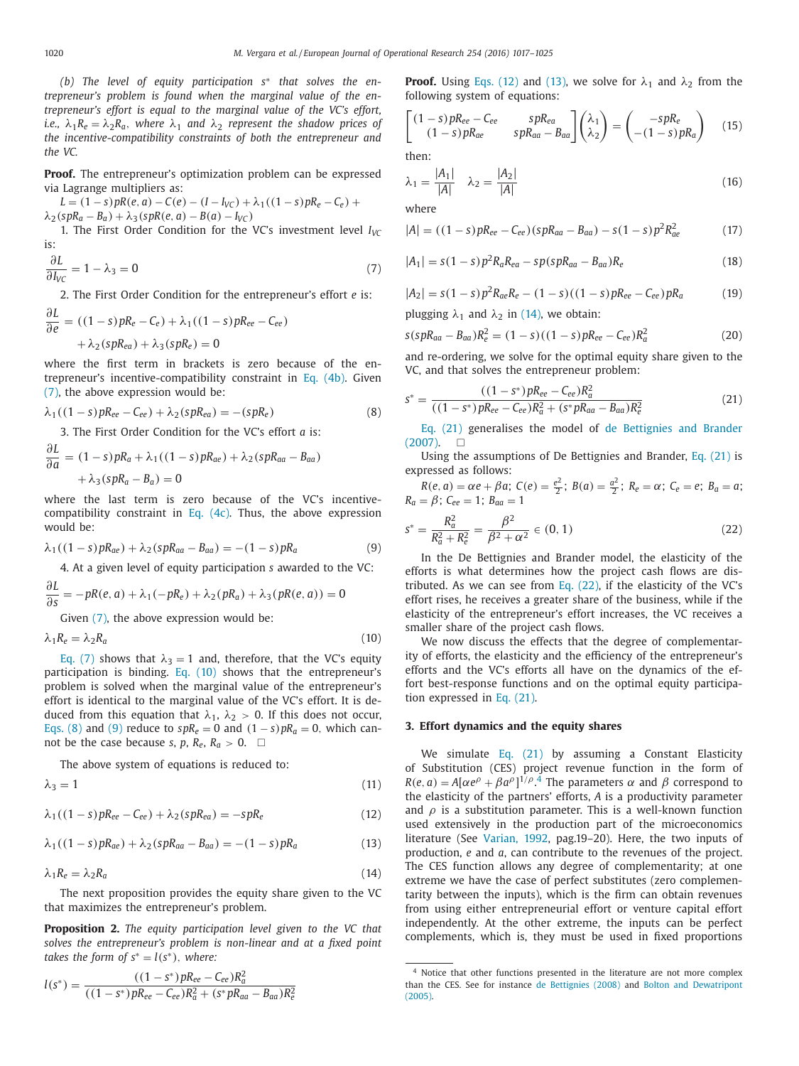*(b) The level of equity participation $s^*$ that solves the entrepreneur's problem is found when the marginal value of the entrepreneur's effort is equal to the marginal value of the VC's effort, i.e., $\lambda_1 R_e = \lambda_2 R_a$, where $\lambda_1$ and $\lambda_2$ represent the shadow prices of the incentive-compatibility constraints of both the entrepreneur and the VC.*

**Proof.** The entrepreneur's optimization problem can be expressed via Lagrange multipliers as:

$L = (1-s)pR(e,a) - C(e) - (I - I_{VC}) + \lambda_1((1-s)pR_e - C_e) + \lambda_2(spR_a - B_a) + \lambda_3(spR(e,a) - B(a) - I_{VC})$

1. The First Order Condition for the VC's investment level $I_{VC}$ is:

$$\frac{\partial L}{\partial I_{VC}} = 1 - \lambda_3 = 0 \tag{7}$$

2. The First Order Condition for the entrepreneur's effort $e$ is:

$$\frac{\partial L}{\partial e} = ((1-s)pR_e - C_e) + \lambda_1((1-s)pR_{ee} - C_{ee}) + \lambda_2(spR_{ea}) + \lambda_3(spR_e) = 0$$

where the first term in brackets is zero because of the entrepreneur's incentive-compatibility constraint in Eq. (4b). Given (7), the above expression would be:

$$\lambda_1((1-s)pR_{ee} - C_{ee}) + \lambda_2(spR_{ea}) = -(spR_e) \tag{8}$$

3. The First Order Condition for the VC's effort $a$ is:

$$\frac{\partial L}{\partial a} = (1-s)pR_a + \lambda_1((1-s)pR_{ae}) + \lambda_2(spR_{aa} - B_{aa}) + \lambda_3(spR_a - B_a) = 0$$

where the last term is zero because of the VC's incentive-compatibility constraint in Eq. (4c). Thus, the above expression would be:

$$\lambda_1((1-s)pR_{ae}) + \lambda_2(spR_{aa} - B_{aa}) = -(1-s)pR_a \tag{9}$$

4. At a given level of equity participation $s$ awarded to the VC:

$$\frac{\partial L}{\partial s} = -pR(e,a) + \lambda_1(-pR_e) + \lambda_2(pR_a) + \lambda_3(pR(e,a)) = 0$$

Given (7), the above expression would be:

$$\lambda_1 R_e = \lambda_2 R_a \tag{10}$$

Eq. (7) shows that $\lambda_3 = 1$ and, therefore, that the VC's equity participation is binding. Eq. (10) shows that the entrepreneur's problem is solved when the marginal value of the entrepreneur's effort is identical to the marginal value of the VC's effort. It is deduced from this equation that $\lambda_1, \lambda_2 > 0$. If this does not occur, Eqs. (8) and (9) reduce to $spR_e = 0$ and $(1-s)pR_a = 0$, which cannot be the case because $s, p, R_e, R_a > 0$. □

The above system of equations is reduced to:

$$\lambda_3 = 1 \tag{11}$$

$$\lambda_1((1-s)pR_{ee} - C_{ee}) + \lambda_2(spR_{ea}) = -spR_e \tag{12}$$

$$\lambda_1((1-s)pR_{ae}) + \lambda_2(spR_{aa} - B_{aa}) = -(1-s)pR_a \tag{13}$$

$$\lambda_1 R_e = \lambda_2 R_a \tag{14}$$

The next proposition provides the equity share given to the VC that maximizes the entrepreneur's problem.

**Proposition 2.** *The equity participation level given to the VC that solves the entrepreneur's problem is non-linear and at a fixed point takes the form of $s^* = l(s^*)$, where:*

$$l(s^*) = \frac{((1-s^*)pR_{ee} - C_{ee})R_a^2}{((1-s^*)pR_{ee} - C_{ee})R_a^2 + (s^*pR_{aa} - B_{aa})R_e^2}$$

**Proof.** Using Eqs. (12) and (13), we solve for $\lambda_1$ and $\lambda_2$ from the following system of equations:

$$\begin{bmatrix} (1-s)pR_{ee} - C_{ee} & spR_{ea} \\ (1-s)pR_{ae} & spR_{aa} - B_{aa} \end{bmatrix} \begin{pmatrix} \lambda_1 \\ \lambda_2 \end{pmatrix} = \begin{pmatrix} -spR_e \\ -(1-s)pR_a \end{pmatrix} \tag{15}$$

then:

$$\lambda_1 = \frac{|A_1|}{|A|} \quad \lambda_2 = \frac{|A_2|}{|A|} \tag{16}$$

where

$$|A| = ((1-s)pR_{ee} - C_{ee})(spR_{aa} - B_{aa}) - s(1-s)p^2R_{ae}^2 \tag{17}$$

$$|A_1| = s(1-s)p^2R_aR_{ea} - sp(spR_{aa} - B_{aa})R_e \tag{18}$$

$$|A_2| = s(1-s)p^2R_{ae}R_e - (1-s)((1-s)pR_{ee} - C_{ee})pR_a \tag{19}$$

plugging $\lambda_1$ and $\lambda_2$ in (14), we obtain:

$$s(spR_{aa} - B_{aa})R_e^2 = (1-s)((1-s)pR_{ee} - C_{ee})R_a^2 \tag{20}$$

and re-ordering, we solve for the optimal equity share given to the VC, and that solves the entrepreneur problem:

$$s^* = \frac{((1-s^*)pR_{ee} - C_{ee})R_a^2}{((1-s^*)pR_{ee} - C_{ee})R_a^2 + (s^*pR_{aa} - B_{aa})R_e^2} \tag{21}$$

Eq. (21) generalises the model of de Bettignies and Brander (2007). □

Using the assumptions of De Bettignies and Brander, Eq. (21) is expressed as follows:

$R(e,a) = \alpha e + \beta a$; $C(e) = \frac{e^2}{2}$; $B(a) = \frac{a^2}{2}$; $R_e = \alpha$; $C_e = e$; $B_a = a$; $R_a = \beta$; $C_{ee} = 1$; $B_{aa} = 1$

$$s^* = \frac{R_a^2}{R_a^2 + R_e^2} = \frac{\beta^2}{\beta^2 + \alpha^2} \in (0,1) \tag{22}$$

In the De Bettignies and Brander model, the elasticity of the efforts is what determines how the project cash flows are distributed. As we can see from Eq. (22), if the elasticity of the VC's effort rises, he receives a greater share of the business, while if the elasticity of the entrepreneur's effort increases, the VC receives a smaller share of the project cash flows.

We now discuss the effects that the degree of complementarity of efforts, the elasticity and the efficiency of the entrepreneur's efforts and the VC's efforts all have on the dynamics of the effort best-response functions and on the optimal equity participation expressed in Eq. (21).

## 3. Effort dynamics and the equity shares

We simulate Eq. (21) by assuming a Constant Elasticity of Substitution (CES) project revenue function in the form of $R(e,a) = A[\alpha e^\rho + \beta a^\rho]^{1/\rho}$.[4] The parameters $\alpha$ and $\beta$ correspond to the elasticity of the partners' efforts, $A$ is a productivity parameter and $\rho$ is a substitution parameter. This is a well-known function used extensively in the production part of the microeconomics literature (See Varian, 1992, pag.19–20). Here, the two inputs of production, $e$ and $a$, can contribute to the revenues of the project. The CES function allows any degree of complementarity; at one extreme we have the case of perfect substitutes (zero complementarity between the inputs), which is the firm can obtain revenues from using either entrepreneurial effort or venture capital effort independently. At the other extreme, the inputs can be perfect complements, which is, they must be used in fixed proportions

[4] Notice that other functions presented in the literature are not more complex than the CES. See for instance de Bettignies (2008) and Bolton and Dewatripont (2005).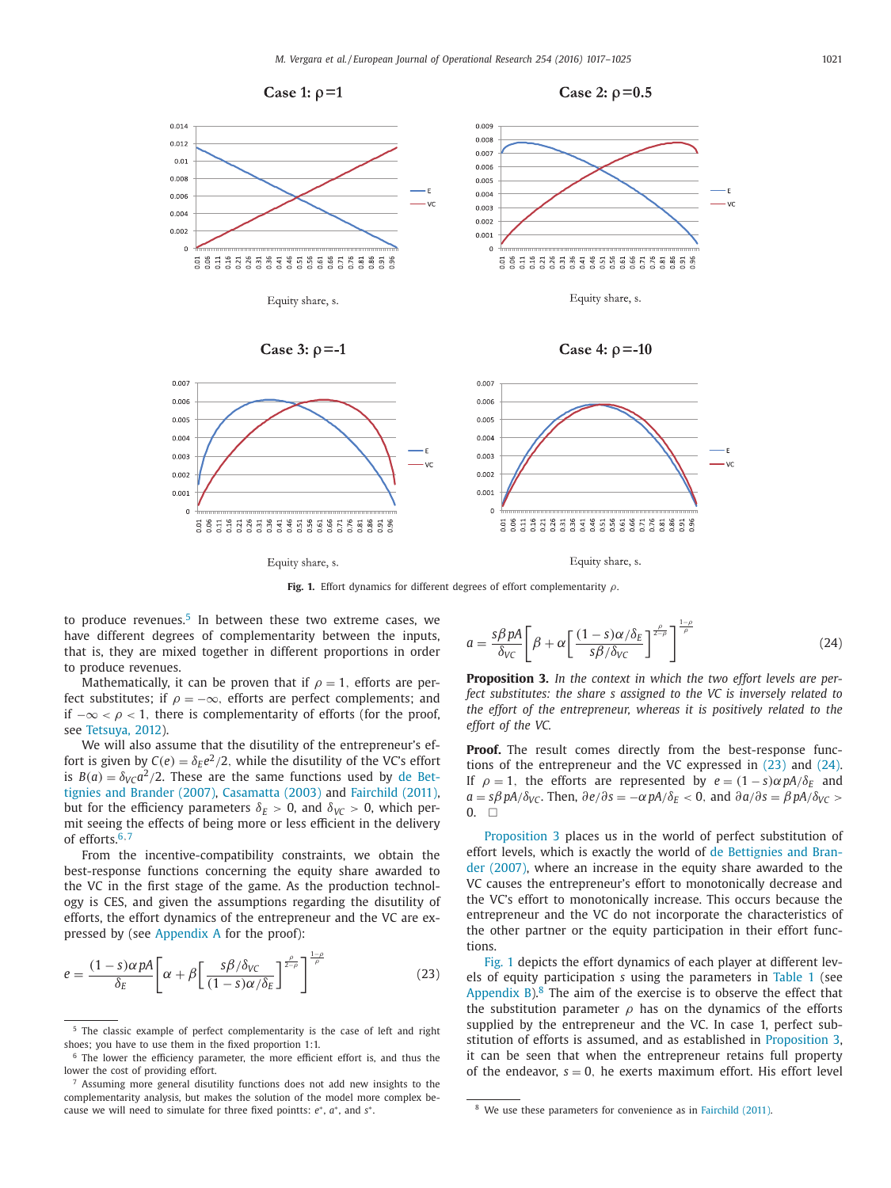**Fig. 1.** Effort dynamics for different degrees of effort complementarity $\rho$.

to produce revenues.[5] In between these two extreme cases, we have different degrees of complementarity between the inputs, that is, they are mixed together in different proportions in order to produce revenues.

Mathematically, it can be proven that if $\rho = 1$, efforts are perfect substitutes; if $\rho = -\infty$, efforts are perfect complements; and if $-\infty < \rho < 1$, there is complementarity of efforts (for the proof, see Tetsuya, 2012).

We will also assume that the disutility of the entrepreneur's effort is given by $C(e) = \delta_E e^2/2$, while the disutility of the VC's effort is $B(a) = \delta_{VC} a^2/2$. These are the same functions used by de Bettignies and Brander (2007), Casamatta (2003) and Fairchild (2011), but for the efficiency parameters $\delta_E > 0$, and $\delta_{VC} > 0$, which permit seeing the effects of being more or less efficient in the delivery of efforts.[6,7]

From the incentive-compatibility constraints, we obtain the best-response functions concerning the equity share awarded to the VC in the first stage of the game. As the production technology is CES, and given the assumptions regarding the disutility of efforts, the effort dynamics of the entrepreneur and the VC are expressed by (see Appendix A for the proof):

$$e = \frac{(1-s)\alpha pA}{\delta_E}\left[\alpha + \beta\left[\frac{s\beta/\delta_{VC}}{(1-s)\alpha/\delta_E}\right]^{\frac{\rho}{2-\rho}}\right]^{\frac{1-\rho}{\rho}} \tag{23}$$

$$a = \frac{s\beta pA}{\delta_{VC}}\left[\beta + \alpha\left[\frac{(1-s)\alpha/\delta_E}{s\beta/\delta_{VC}}\right]^{\frac{\rho}{2-\rho}}\right]^{\frac{1-\rho}{\rho}} \tag{24}$$

**Proposition 3.** *In the context in which the two effort levels are perfect substitutes: the share s assigned to the VC is inversely related to the effort of the entrepreneur, whereas it is positively related to the effort of the VC.*

**Proof.** The result comes directly from the best-response functions of the entrepreneur and the VC expressed in (23) and (24). If $\rho = 1$, the efforts are represented by $e = (1-s)\alpha pA/\delta_E$ and $a = s\beta pA/\delta_{VC}$. Then, $\partial e/\partial s = -\alpha pA/\delta_E < 0$, and $\partial a/\partial s = \beta pA/\delta_{VC} > 0$. □

Proposition 3 places us in the world of perfect substitution of effort levels, which is exactly the world of de Bettignies and Brander (2007), where an increase in the equity share awarded to the VC causes the entrepreneur's effort to monotonically decrease and the VC's effort to monotonically increase. This occurs because the entrepreneur and the VC do not incorporate the characteristics of the other partner or the equity participation in their effort functions.

Fig. 1 depicts the effort dynamics of each player at different levels of equity participation $s$ using the parameters in Table 1 (see Appendix B).[8] The aim of the exercise is to observe the effect that the substitution parameter $\rho$ has on the dynamics of the efforts supplied by the entrepreneur and the VC. In case 1, perfect substitution of efforts is assumed, and as established in Proposition 3, it can be seen that when the entrepreneur retains full property of the endeavor, $s = 0$, he exerts maximum effort. His effort level

[5] The classic example of perfect complementarity is the case of left and right shoes; you have to use them in the fixed proportion 1:1.

[6] The lower the efficiency parameter, the more efficient effort is, and thus the lower the cost of providing effort.

[7] Assuming more general disutility functions does not add new insights to the complementarity analysis, but makes the solution of the model more complex because we will need to simulate for three fixed pointts: $e^*$, $a^*$, and $s^*$.

[8] We use these parameters for convenience as in Fairchild (2011).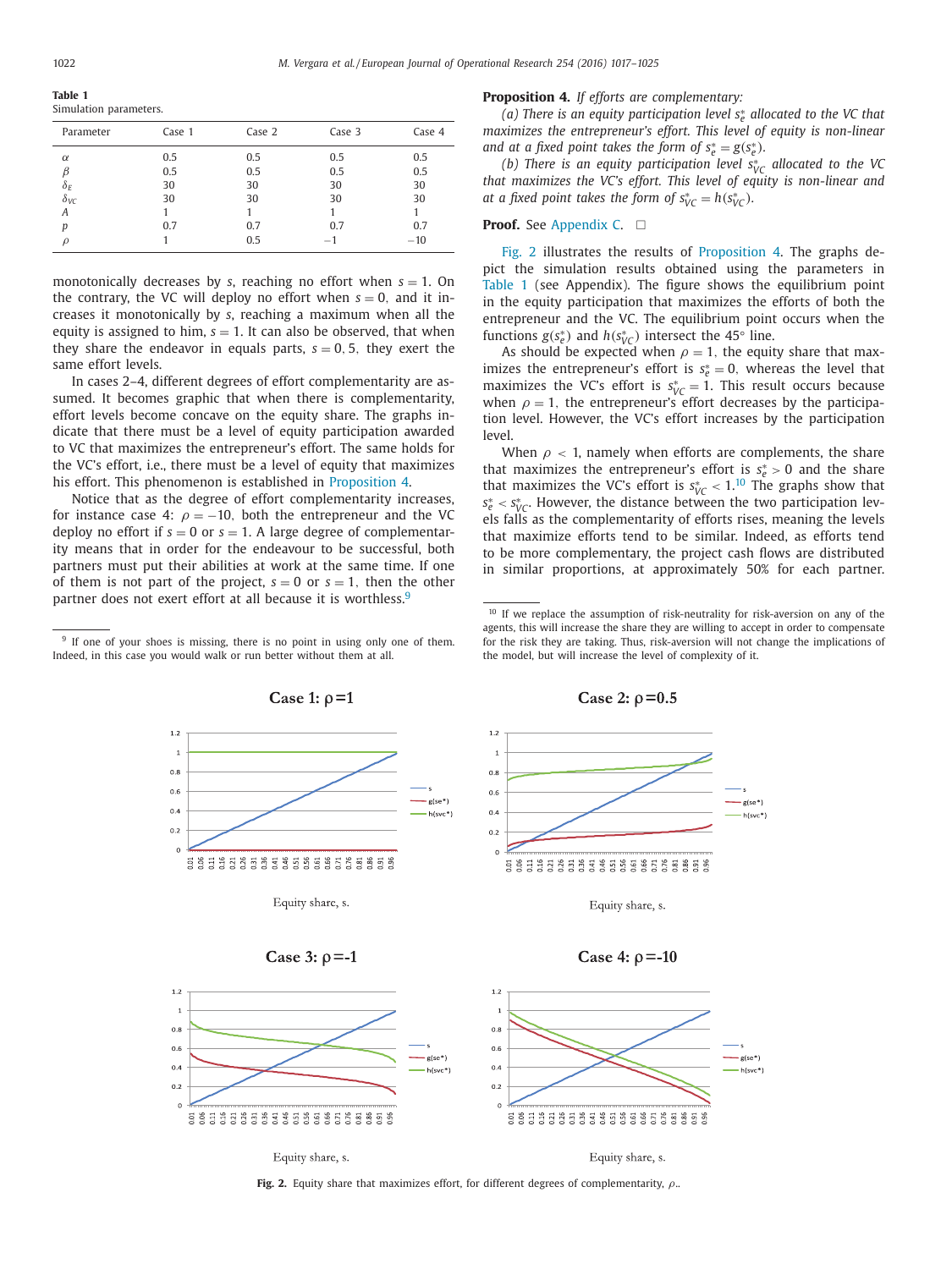**Table 1**
Simulation parameters.

| Parameter | Case 1 | Case 2 | Case 3 | Case 4 |
|---|---|---|---|---|
| $\alpha$ | 0.5 | 0.5 | 0.5 | 0.5 |
| $\beta$ | 0.5 | 0.5 | 0.5 | 0.5 |
| $\delta_E$ | 30 | 30 | 30 | 30 |
| $\delta_{VC}$ | 30 | 30 | 30 | 30 |
| $A$ | 1 | 1 | 1 | 1 |
| $p$ | 0.7 | 0.7 | 0.7 | 0.7 |
| $\rho$ | 1 | 0.5 | −1 | −10 |

monotonically decreases by $s$, reaching no effort when $s = 1$. On the contrary, the VC will deploy no effort when $s = 0$, and it increases it monotonically by $s$, reaching a maximum when all the equity is assigned to him, $s = 1$. It can also be observed, that when they share the endeavor in equals parts, $s = 0,5$, they exert the same effort levels.

In cases 2–4, different degrees of effort complementarity are assumed. It becomes graphic that when there is complementarity, effort levels become concave on the equity share. The graphs indicate that there must be a level of equity participation awarded to VC that maximizes the entrepreneur's effort. The same holds for the VC's effort, i.e., there must be a level of equity that maximizes his effort. This phenomenon is established in Proposition 4.

Notice that as the degree of effort complementarity increases, for instance case 4: $\rho = -10$, both the entrepreneur and the VC deploy no effort if $s = 0$ or $s = 1$. A large degree of complementarity means that in order for the endeavour to be successful, both partners must put their abilities at work at the same time. If one of them is not part of the project, $s = 0$ or $s = 1$, then the other partner does not exert effort at all because it is worthless.[9]

[9] If one of your shoes is missing, there is no point in using only one of them. Indeed, in this case you would walk or run better without them at all.

**Proposition 4.** *If efforts are complementary:*

*(a) There is an equity participation level $s_e^*$ allocated to the VC that maximizes the entrepreneur's effort. This level of equity is non-linear and at a fixed point takes the form of $s_e^* = g(s_e^*)$.*

*(b) There is an equity participation level $s_{VC}^*$ allocated to the VC that maximizes the VC's effort. This level of equity is non-linear and at a fixed point takes the form of $s_{VC}^* = h(s_{VC}^*)$.*

**Proof.** See Appendix C. □

Fig. 2 illustrates the results of Proposition 4. The graphs depict the simulation results obtained using the parameters in Table 1 (see Appendix). The figure shows the equilibrium point in the equity participation that maximizes the efforts of both the entrepreneur and the VC. The equilibrium point occurs when the functions $g(s_e^*)$ and $h(s_{VC}^*)$ intersect the 45° line.

As should be expected when $\rho = 1$, the equity share that maximizes the entrepreneur's effort is $s_e^* = 0$, whereas the level that maximizes the VC's effort is $s_{VC}^* = 1$. This result occurs because when $\rho = 1$, the entrepreneur's effort decreases by the participation level. However, the VC's effort increases by the participation level.

When $\rho < 1$, namely when efforts are complements, the share that maximizes the entrepreneur's effort is $s_e^* > 0$ and the share that maximizes the VC's effort is $s_{VC}^* < 1$.[10] The graphs show that $s_e^* < s_{VC}^*$. However, the distance between the two participation levels falls as the complementarity of efforts rises, meaning the levels that maximize efforts tend to be similar. Indeed, as efforts tend to be more complementary, the project cash flows are distributed in similar proportions, at approximately 50% for each partner.

[10] If we replace the assumption of risk-neutrality for risk-aversion on any of the agents, this will increase the share they are willing to accept in order to compensate for the risk they are taking. Thus, risk-aversion will not change the implications of the model, but will increase the level of complexity of it.

**Fig. 2.** Equity share that maximizes effort, for different degrees of complementarity, $\rho$..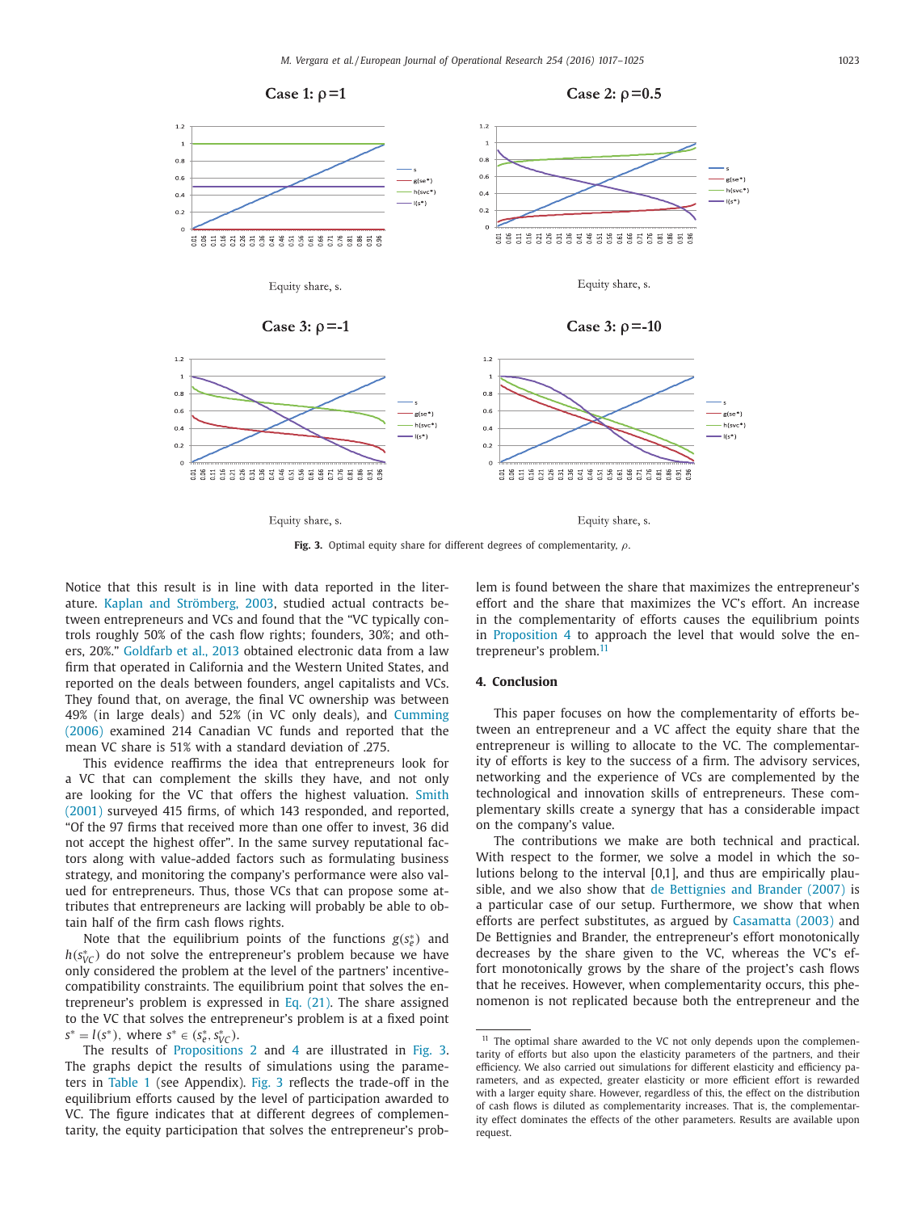**Fig. 3.** Optimal equity share for different degrees of complementarity, $\rho$.

Notice that this result is in line with data reported in the literature. Kaplan and Strömberg, 2003, studied actual contracts between entrepreneurs and VCs and found that the "VC typically controls roughly 50% of the cash flow rights; founders, 30%; and others, 20%." Goldfarb et al., 2013 obtained electronic data from a law firm that operated in California and the Western United States, and reported on the deals between founders, angel capitalists and VCs. They found that, on average, the final VC ownership was between 49% (in large deals) and 52% (in VC only deals), and Cumming (2006) examined 214 Canadian VC funds and reported that the mean VC share is 51% with a standard deviation of .275.

This evidence reaffirms the idea that entrepreneurs look for a VC that can complement the skills they have, and not only are looking for the VC that offers the highest valuation. Smith (2001) surveyed 415 firms, of which 143 responded, and reported, "Of the 97 firms that received more than one offer to invest, 36 did not accept the highest offer". In the same survey reputational factors along with value-added factors such as formulating business strategy, and monitoring the company's performance were also valued for entrepreneurs. Thus, those VCs that can propose some attributes that entrepreneurs are lacking will probably be able to obtain half of the firm cash flows rights.

Note that the equilibrium points of the functions $g(s_e^*)$ and $h(s_{VC}^*)$ do not solve the entrepreneur's problem because we have only considered the problem at the level of the partners' incentive-compatibility constraints. The equilibrium point that solves the entrepreneur's problem is expressed in Eq. (21). The share assigned to the VC that solves the entrepreneur's problem is at a fixed point $s^* = l(s^*)$, where $s^* \in (s_e^*, s_{VC}^*)$.

The results of Propositions 2 and 4 are illustrated in Fig. 3. The graphs depict the results of simulations using the parameters in Table 1 (see Appendix). Fig. 3 reflects the trade-off in the equilibrium efforts caused by the level of participation awarded to VC. The figure indicates that at different degrees of complementarity, the equity participation that solves the entrepreneur's problem is found between the share that maximizes the entrepreneur's effort and the share that maximizes the VC's effort. An increase in the complementarity of efforts causes the equilibrium points in Proposition 4 to approach the level that would solve the entrepreneur's problem.[11]

## 4. Conclusion

This paper focuses on how the complementarity of efforts between an entrepreneur and a VC affect the equity share that the entrepreneur is willing to allocate to the VC. The complementarity of efforts is key to the success of a firm. The advisory services, networking and the experience of VCs are complemented by the technological and innovation skills of entrepreneurs. These complementary skills create a synergy that has a considerable impact on the company's value.

The contributions we make are both technical and practical. With respect to the former, we solve a model in which the solutions belong to the interval [0,1], and thus are empirically plausible, and we also show that de Bettignies and Brander (2007) is a particular case of our setup. Furthermore, we show that when efforts are perfect substitutes, as argued by Casamatta (2003) and De Bettignies and Brander, the entrepreneur's effort monotonically decreases by the share given to the VC, whereas the VC's effort monotonically grows by the share of the project's cash flows that he receives. However, when complementarity occurs, this phenomenon is not replicated because both the entrepreneur and the

[11] The optimal share awarded to the VC not only depends upon the complementarity of efforts but also upon the elasticity parameters of the partners, and their efficiency. We also carried out simulations for different elasticity and efficiency parameters, and as expected, greater elasticity or more efficient effort is rewarded with a larger equity share. However, regardless of this, the effect on the distribution of cash flows is diluted as complementarity increases. That is, the complementarity effect dominates the effects of the other parameters. Results are available upon request.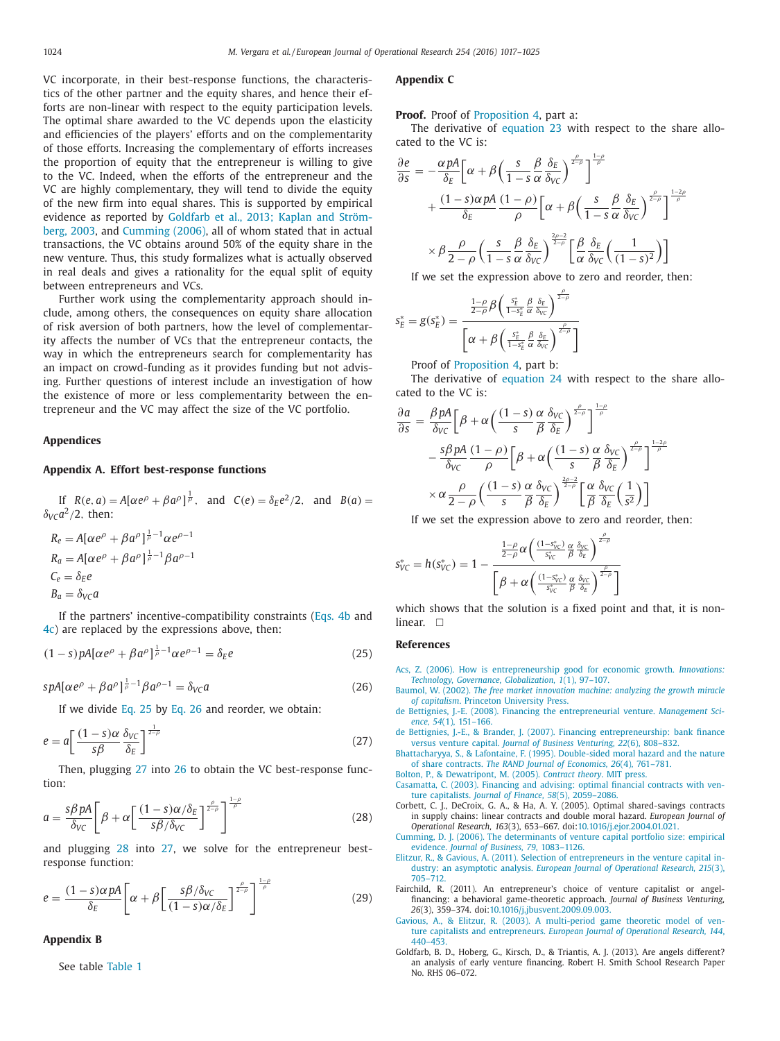VC incorporate, in their best-response functions, the characteristics of the other partner and the equity shares, and hence their efforts are non-linear with respect to the equity participation levels. The optimal share awarded to the VC depends upon the elasticity and efficiencies of the players' efforts and on the complementarity of those efforts. Increasing the complementary of efforts increases the proportion of equity that the entrepreneur is willing to give to the VC. Indeed, when the efforts of the entrepreneur and the VC are highly complementary, they will tend to divide the equity of the new firm into equal shares. This is supported by empirical evidence as reported by Goldfarb et al., 2013; Kaplan and Strömberg, 2003, and Cumming (2006), all of whom stated that in actual transactions, the VC obtains around 50% of the equity share in the new venture. Thus, this study formalizes what is actually observed in real deals and gives a rationality for the equal split of equity between entrepreneurs and VCs.

Further work using the complementarity approach should include, among others, the consequences on equity share allocation of risk aversion of both partners, how the level of complementarity affects the number of VCs that the entrepreneur contacts, the way in which the entrepreneurs search for complementarity has an impact on crowd-funding as it provides funding but not advising. Further questions of interest include an investigation of how the existence of more or less complementarity between the entrepreneur and the VC may affect the size of the VC portfolio.

## Appendices

### Appendix A. Effort best-response functions

If $R(e, a) = A[\alpha e^{\rho} + \beta a^{\rho}]^{\frac{1}{\rho}}$, and $C(e) = \delta_E e^2/2$, and $B(a) = \delta_{VC} a^2/2$, then:

$$R_e = A[\alpha e^{\rho} + \beta a^{\rho}]^{\frac{1}{\rho}-1} \alpha e^{\rho-1}$$

$$R_a = A[\alpha e^{\rho} + \beta a^{\rho}]^{\frac{1}{\rho}-1} \beta a^{\rho-1}$$

$$C_e = \delta_E e$$

$$B_a = \delta_{VC} a$$

If the partners' incentive-compatibility constraints (Eqs. 4b and 4c) are replaced by the expressions above, then:

$$(1-s)pA[\alpha e^{\rho} + \beta a^{\rho}]^{\frac{1}{\rho}-1} \alpha e^{\rho-1} = \delta_E e \tag{25}$$

$$spA[\alpha e^{\rho} + \beta a^{\rho}]^{\frac{1}{\rho}-1} \beta a^{\rho-1} = \delta_{VC} a \tag{26}$$

If we divide Eq. 25 by Eq. 26 and reorder, we obtain:

$$e = a\left[\frac{(1-s)\alpha}{s\beta}\frac{\delta_{VC}}{\delta_E}\right]^{\frac{1}{2-\rho}} \tag{27}$$

Then, plugging 27 into 26 to obtain the VC best-response function:

$$a = \frac{s\beta pA}{\delta_{VC}}\left[\beta + \alpha\left[\frac{(1-s)\alpha/\delta_E}{s\beta/\delta_{VC}}\right]^{\frac{\rho}{2-\rho}}\right]^{\frac{1-\rho}{\rho}} \tag{28}$$

and plugging 28 into 27, we solve for the entrepreneur best-response function:

$$e = \frac{(1-s)\alpha pA}{\delta_E}\left[\alpha + \beta\left[\frac{s\beta/\delta_{VC}}{(1-s)\alpha/\delta_E}\right]^{\frac{\rho}{2-\rho}}\right]^{\frac{1-\rho}{\rho}} \tag{29}$$

### Appendix B

See table Table 1

### Appendix C

**Proof.** Proof of Proposition 4, part a:

The derivative of equation 23 with respect to the share allocated to the VC is:

$$\frac{\partial e}{\partial s} = -\frac{\alpha pA}{\delta_E}\left[\alpha + \beta\left(\frac{s}{1-s}\frac{\beta}{\alpha}\frac{\delta_E}{\delta_{VC}}\right)^{\frac{\rho}{2-\rho}}\right]^{\frac{1-\rho}{\rho}}$$
$$+ \frac{(1-s)\alpha pA}{\delta_E}\frac{(1-\rho)}{\rho}\left[\alpha + \beta\left(\frac{s}{1-s}\frac{\beta}{\alpha}\frac{\delta_E}{\delta_{VC}}\right)^{\frac{\rho}{2-\rho}}\right]^{\frac{1-2\rho}{\rho}}$$
$$\times \beta\frac{\rho}{2-\rho}\left(\frac{s}{1-s}\frac{\beta}{\alpha}\frac{\delta_E}{\delta_{VC}}\right)^{\frac{2\rho-2}{2-\rho}}\left[\frac{\beta}{\alpha}\frac{\delta_E}{\delta_{VC}}\left(\frac{1}{(1-s)^2}\right)\right]$$

If we set the expression above to zero and reorder, then:

$$s_E^* = g(s_E^*) = \frac{\frac{1-\rho}{2-\rho}\beta\left(\frac{s_E^*}{1-s_E^*}\frac{\beta}{\alpha}\frac{\delta_E}{\delta_{VC}}\right)^{\frac{\rho}{2-\rho}}}{\left[\alpha + \beta\left(\frac{s_E^*}{1-s_E^*}\frac{\beta}{\alpha}\frac{\delta_E}{\delta_{VC}}\right)^{\frac{\rho}{2-\rho}}\right]}$$

Proof of Proposition 4, part b:

The derivative of equation 24 with respect to the share allocated to the VC is:

$$\frac{\partial a}{\partial s} = \frac{\beta pA}{\delta_{VC}}\left[\beta + \alpha\left(\frac{(1-s)}{s}\frac{\alpha}{\beta}\frac{\delta_{VC}}{\delta_E}\right)^{\frac{\rho}{2-\rho}}\right]^{\frac{1-\rho}{\rho}}$$
$$- \frac{s\beta pA}{\delta_{VC}}\frac{(1-\rho)}{\rho}\left[\beta + \alpha\left(\frac{(1-s)}{s}\frac{\alpha}{\beta}\frac{\delta_{VC}}{\delta_E}\right)^{\frac{\rho}{2-\rho}}\right]^{\frac{1-2\rho}{\rho}}$$
$$\times \alpha\frac{\rho}{2-\rho}\left(\frac{(1-s)}{s}\frac{\alpha}{\beta}\frac{\delta_{VC}}{\delta_E}\right)^{\frac{2\rho-2}{2-\rho}}\left[\frac{\alpha}{\beta}\frac{\delta_{VC}}{\delta_E}\left(\frac{1}{s^2}\right)\right]$$

If we set the expression above to zero and reorder, then:

$$s_{VC}^* = h(s_{VC}^*) = 1 - \frac{\frac{1-\rho}{2-\rho}\alpha\left(\frac{(1-s_{VC}^*)}{s_{VC}^*}\frac{\alpha}{\beta}\frac{\delta_{VC}}{\delta_E}\right)^{\frac{\rho}{2-\rho}}}{\left[\beta + \alpha\left(\frac{(1-s_{VC}^*)}{s_{VC}^*}\frac{\alpha}{\beta}\frac{\delta_{VC}}{\delta_E}\right)^{\frac{\rho}{2-\rho}}\right]}$$

which shows that the solution is a fixed point and that, it is non-linear. □

## References

Acs, Z. (2006). How is entrepreneurship good for economic growth. *Innovations: Technology, Governance, Globalization, 1*(1), 97–107.

Baumol, W. (2002). *The free market innovation machine: analyzing the growth miracle of capitalism*. Princeton University Press.

de Bettignies, J.-E. (2008). Financing the entrepreneurial venture. *Management Science, 54*(1), 151–166.

de Bettignies, J.-E., & Brander, J. (2007). Financing entrepreneurship: bank finance versus venture capital. *Journal of Business Venturing, 22*(6), 808–832.

Bhattacharyya, S., & Lafontaine, F. (1995). Double-sided moral hazard and the nature of share contracts. *The RAND Journal of Economics, 26*(4), 761–781.

Bolton, P., & Dewatripont, M. (2005). *Contract theory*. MIT press.

Casamatta, C. (2003). Financing and advising: optimal financial contracts with venture capitalists. *Journal of Finance, 58*(5), 2059–2086.

Corbett, C. J., DeCroix, G. A., & Ha, A. Y. (2005). Optimal shared-savings contracts in supply chains: linear contracts and double moral hazard. *European Journal of Operational Research, 163*(3), 653–667. doi:10.1016/j.ejor.2004.01.021.

Cumming, D. J. (2006). The determinants of venture capital portfolio size: empirical evidence. *Journal of Business, 79*, 1083–1126.

Elitzur, R., & Gavious, A. (2011). Selection of entrepreneurs in the venture capital industry: an asymptotic analysis. *European Journal of Operational Research, 215*(3), 705–712.

Fairchild, R. (2011). An entrepreneur's choice of venture capitalist or angel-financing: a behavioral game-theoretic approach. *Journal of Business Venturing, 26*(3), 359–374. doi:10.1016/j.jbusvent.2009.09.003.

Gavious, A., & Elitzur, R. (2003). A multi-period game theoretic model of venture capitalists and entrepreneurs. *European Journal of Operational Research, 144*, 440–453.

Goldfarb, B. D., Hoberg, G., Kirsch, D., & Triantis, A. J. (2013). Are angels different? an analysis of early venture financing. Robert H. Smith School Research Paper No. RHS 06–072.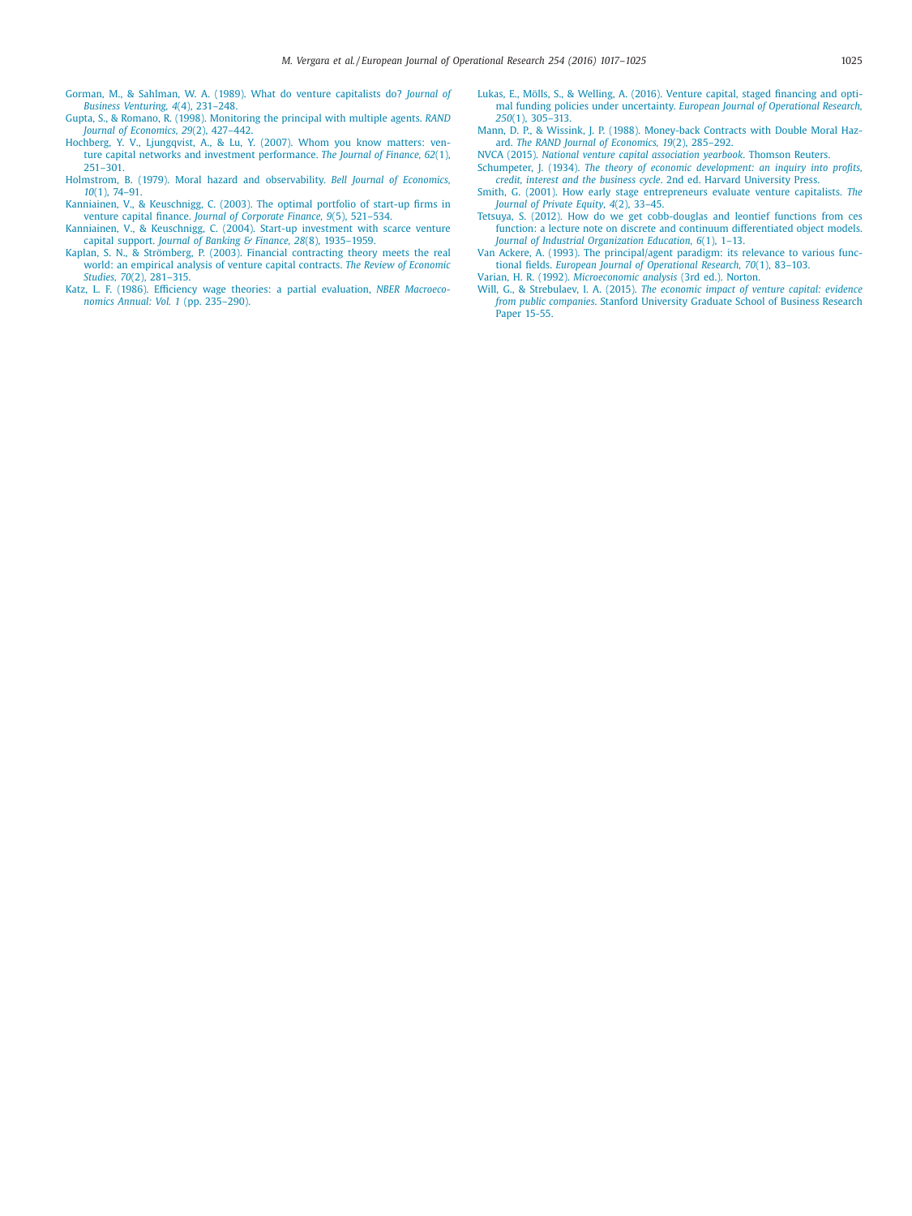Gorman, M., & Sahlman, W. A. (1989). What do venture capitalists do? *Journal of Business Venturing, 4*(4), 231–248.

Gupta, S., & Romano, R. (1998). Monitoring the principal with multiple agents. *RAND Journal of Economics, 29*(2), 427–442.

Hochberg, Y. V., Ljungqvist, A., & Lu, Y. (2007). Whom you know matters: venture capital networks and investment performance. *The Journal of Finance, 62*(1), 251–301.

Holmstrom, B. (1979). Moral hazard and observability. *Bell Journal of Economics, 10*(1), 74–91.

Kanniainen, V., & Keuschnigg, C. (2003). The optimal portfolio of start-up firms in venture capital finance. *Journal of Corporate Finance, 9*(5), 521–534.

Kanniainen, V., & Keuschnigg, C. (2004). Start-up investment with scarce venture capital support. *Journal of Banking & Finance, 28*(8), 1935–1959.

Kaplan, S. N., & Strömberg, P. (2003). Financial contracting theory meets the real world: an empirical analysis of venture capital contracts. *The Review of Economic Studies, 70*(2), 281–315.

Katz, L. F. (1986). Efficiency wage theories: a partial evaluation, *NBER Macroeconomics Annual: Vol. 1* (pp. 235–290).

Lukas, E., Mölls, S., & Welling, A. (2016). Venture capital, staged financing and optimal funding policies under uncertainty. *European Journal of Operational Research, 250*(1), 305–313.

Mann, D. P., & Wissink, J. P. (1988). Money-back Contracts with Double Moral Hazard. *The RAND Journal of Economics, 19*(2), 285–292.

NVCA (2015). *National venture capital association yearbook*. Thomson Reuters.

Schumpeter, J. (1934). *The theory of economic development: an inquiry into profits, credit, interest and the business cycle*. 2nd ed. Harvard University Press.

Smith, G. (2001). How early stage entrepreneurs evaluate venture capitalists. *The Journal of Private Equity, 4*(2), 33–45.

Tetsuya, S. (2012). How do we get cobb-douglas and leontief functions from ces function: a lecture note on discrete and continuum differentiated object models. *Journal of Industrial Organization Education, 6*(1), 1–13.

Van Ackere, A. (1993). The principal/agent paradigm: its relevance to various functional fields. *European Journal of Operational Research, 70*(1), 83–103.

Varian, H. R. (1992). *Microeconomic analysis* (3rd ed.). Norton.

Will, G., & Strebulaev, I. A. (2015). *The economic impact of venture capital: evidence from public companies*. Stanford University Graduate School of Business Research Paper 15-55.